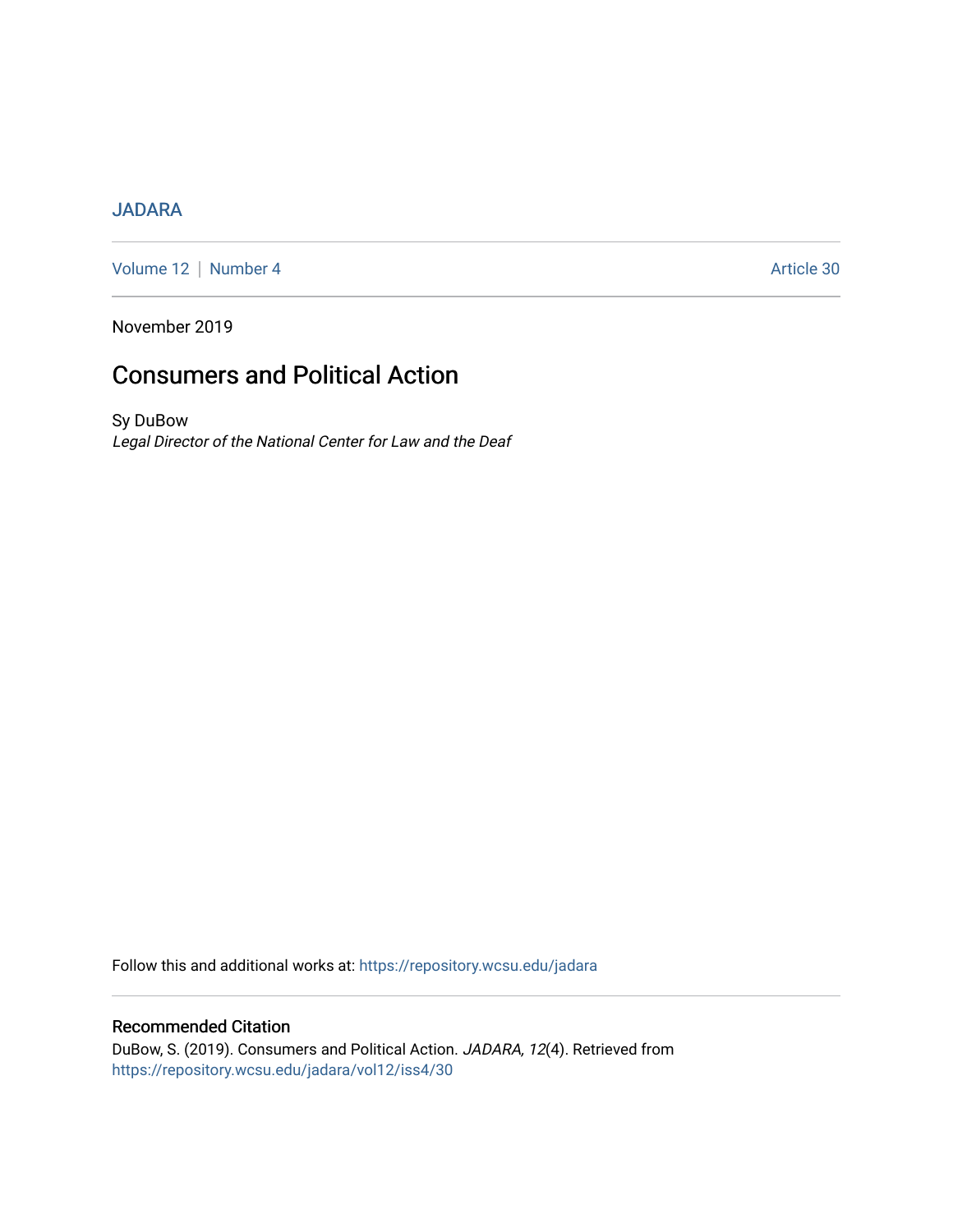JADARA

Volume 12 | Number 4 Article 30

November 2019

# Consumers and Political Action

Sy DuBow

*Legal Director of the National Center for Law and the Deaf*

Follow this and additional works at: https://repository.wcsu.edu/jadara

## Recommended Citation

DuBow, S. (2019). Consumers and Political Action. *JADARA, 12*(4). Retrieved from https://repository.wcsu.edu/jadara/vol12/iss4/30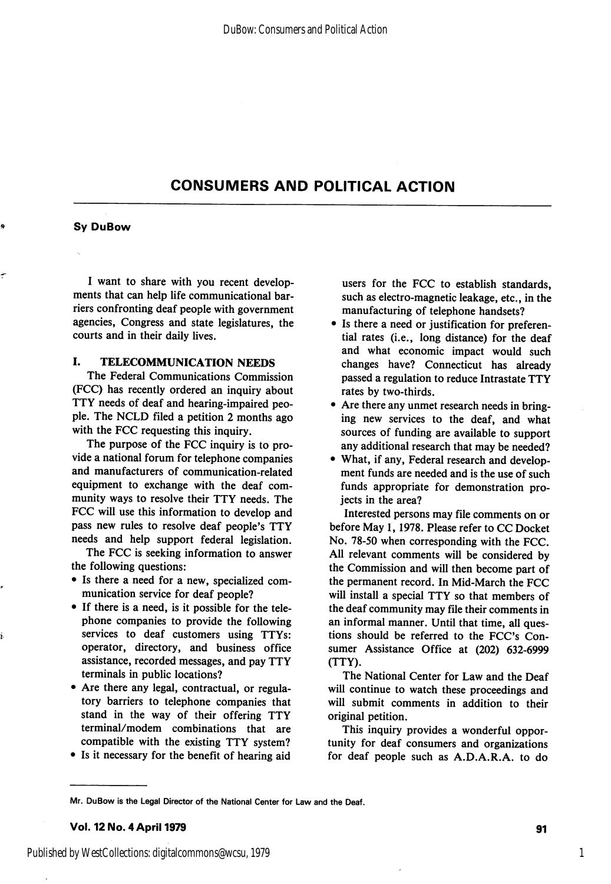# CONSUMERS AND POLITICAL ACTION

**Sy DuBow**

I want to share with you recent developments that can help life communicational barriers confronting deaf people with government agencies, Congress and state legislatures, the courts and in their daily lives.

## I. TELECOMMUNICATION NEEDS

The Federal Communications Commission (FCC) has recently ordered an inquiry about TTY needs of deaf and hearing-impaired people. The NCLD filed a petition 2 months ago with the FCC requesting this inquiry.

The purpose of the FCC inquiry is to provide a national forum for telephone companies and manufacturers of communication-related equipment to exchange with the deaf community ways to resolve their TTY needs. The FCC will use this information to develop and pass new rules to resolve deaf people's TTY needs and help support federal legislation.

The FCC is seeking information to answer the following questions:

- Is there a need for a new, specialized communication service for deaf people?
- If there is a need, is it possible for the telephone companies to provide the following services to deaf customers using TTYs: operator, directory, and business office assistance, recorded messages, and pay TTY terminals in public locations?
- Are there any legal, contractual, or regulatory barriers to telephone companies that stand in the way of their offering TTY terminal/modem combinations that are compatible with the existing TTY system?
- Is it necessary for the benefit of hearing aid users for the FCC to establish standards, such as electro-magnetic leakage, etc., in the manufacturing of telephone handsets?
- Is there a need or justification for preferential rates (i.e., long distance) for the deaf and what economic impact would such changes have? Connecticut has already passed a regulation to reduce Intrastate TTY rates by two-thirds.
- Are there any unmet research needs in bringing new services to the deaf, and what sources of funding are available to support any additional research that may be needed?
- What, if any, Federal research and development funds are needed and is the use of such funds appropriate for demonstration projects in the area?

Interested persons may file comments on or before May 1, 1978. Please refer to CC Docket No. 78-50 when corresponding with the FCC. All relevant comments will be considered by the Commission and will then become part of the permanent record. In Mid-March the FCC will install a special TTY so that members of the deaf community may file their comments in an informal manner. Until that time, all questions should be referred to the FCC's Consumer Assistance Office at (202) 632-6999 (TTY).

The National Center for Law and the Deaf will continue to watch these proceedings and will submit comments in addition to their original petition.

This inquiry provides a wonderful opportunity for deaf consumers and organizations for deaf people such as A.D.A.R.A. to do

---

Mr. DuBow is the Legal Director of the National Center for Law and the Deaf.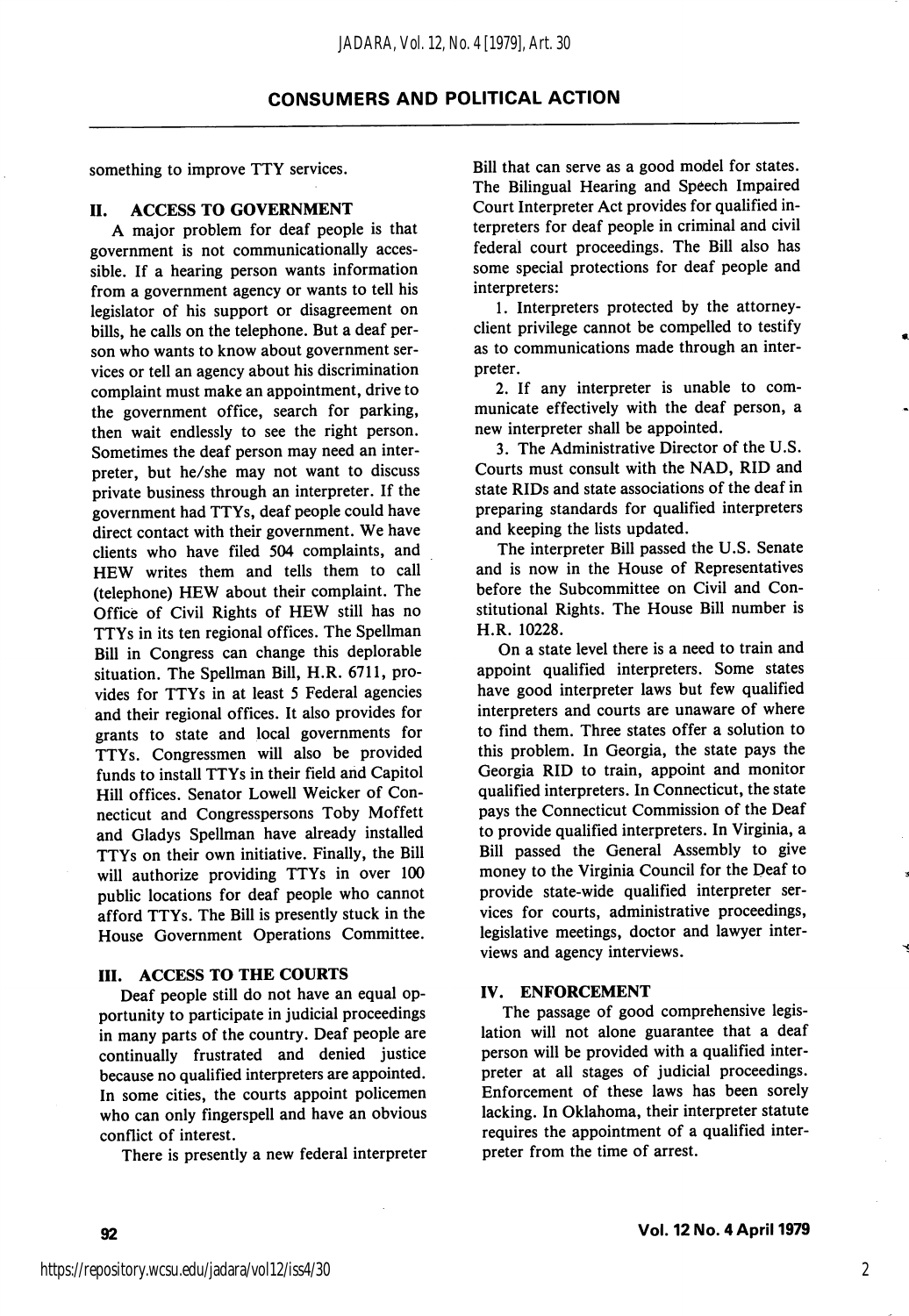something to improve TTY services.

## II. ACCESS TO GOVERNMENT

A major problem for deaf people is that government is not communicationally accessible. If a hearing person wants information from a government agency or wants to tell his legislator of his support or disagreement on bills, he calls on the telephone. But a deaf person who wants to know about government services or tell an agency about his discrimination complaint must make an appointment, drive to the government office, search for parking, then wait endlessly to see the right person. Sometimes the deaf person may need an interpreter, but he/she may not want to discuss private business through an interpreter. If the government had TTYs, deaf people could have direct contact with their government. We have clients who have filed 504 complaints, and HEW writes them and tells them to call (telephone) HEW about their complaint. The Office of Civil Rights of HEW still has no TTYs in its ten regional offices. The Spellman Bill in Congress can change this deplorable situation. The Spellman Bill, H.R. 6711, provides for TTYs in at least 5 Federal agencies and their regional offices. It also provides for grants to state and local governments for TTYs. Congressmen will also be provided funds to install TTYs in their field and Capitol Hill offices. Senator Lowell Weicker of Connecticut and Congresspersons Toby Moffett and Gladys Spellman have already installed TTYs on their own initiative. Finally, the Bill will authorize providing TTYs in over 100 public locations for deaf people who cannot afford TTYs. The Bill is presently stuck in the House Government Operations Committee.

## III. ACCESS TO THE COURTS

Deaf people still do not have an equal opportunity to participate in judicial proceedings in many parts of the country. Deaf people are continually frustrated and denied justice because no qualified interpreters are appointed. In some cities, the courts appoint policemen who can only fingerspell and have an obvious conflict of interest.

There is presently a new federal interpreter Bill that can serve as a good model for states. The Bilingual Hearing and Speech Impaired Court Interpreter Act provides for qualified interpreters for deaf people in criminal and civil federal court proceedings. The Bill also has some special protections for deaf people and interpreters:

1. Interpreters protected by the attorney-client privilege cannot be compelled to testify as to communications made through an interpreter.

2. If any interpreter is unable to communicate effectively with the deaf person, a new interpreter shall be appointed.

3. The Administrative Director of the U.S. Courts must consult with the NAD, RID and state RIDs and state associations of the deaf in preparing standards for qualified interpreters and keeping the lists updated.

The interpreter Bill passed the U.S. Senate and is now in the House of Representatives before the Subcommittee on Civil and Constitutional Rights. The House Bill number is H.R. 10228.

On a state level there is a need to train and appoint qualified interpreters. Some states have good interpreter laws but few qualified interpreters and courts are unaware of where to find them. Three states offer a solution to this problem. In Georgia, the state pays the Georgia RID to train, appoint and monitor qualified interpreters. In Connecticut, the state pays the Connecticut Commission of the Deaf to provide qualified interpreters. In Virginia, a Bill passed the General Assembly to give money to the Virginia Council for the Deaf to provide state-wide qualified interpreter services for courts, administrative proceedings, legislative meetings, doctor and lawyer interviews and agency interviews.

## IV. ENFORCEMENT

The passage of good comprehensive legislation will not alone guarantee that a deaf person will be provided with a qualified interpreter at all stages of judicial proceedings. Enforcement of these laws has been sorely lacking. In Oklahoma, their interpreter statute requires the appointment of a qualified interpreter from the time of arrest.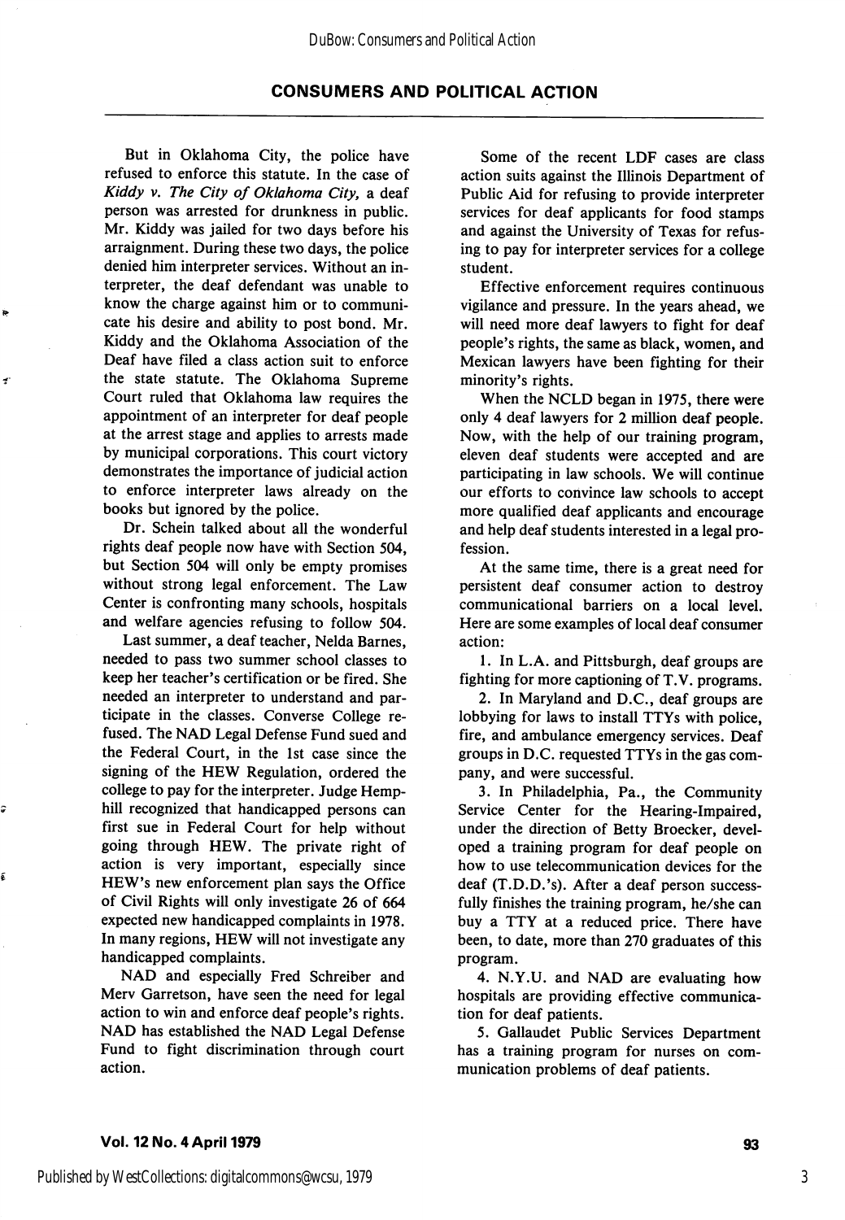But in Oklahoma City, the police have refused to enforce this statute. In the case of *Kiddy v. The City of Oklahoma City,* a deaf person was arrested for drunkness in public. Mr. Kiddy was jailed for two days before his arraignment. During these two days, the police denied him interpreter services. Without an interpreter, the deaf defendant was unable to know the charge against him or to communicate his desire and ability to post bond. Mr. Kiddy and the Oklahoma Association of the Deaf have filed a class action suit to enforce the state statute. The Oklahoma Supreme Court ruled that Oklahoma law requires the appointment of an interpreter for deaf people at the arrest stage and applies to arrests made by municipal corporations. This court victory demonstrates the importance of judicial action to enforce interpreter laws already on the books but ignored by the police.

Dr. Schein talked about all the wonderful rights deaf people now have with Section 504, but Section 504 will only be empty promises without strong legal enforcement. The Law Center is confronting many schools, hospitals and welfare agencies refusing to follow 504.

Last summer, a deaf teacher, Nelda Barnes, needed to pass two summer school classes to keep her teacher's certification or be fired. She needed an interpreter to understand and participate in the classes. Converse College refused. The NAD Legal Defense Fund sued and the Federal Court, in the 1st case since the signing of the HEW Regulation, ordered the college to pay for the interpreter. Judge Hemphill recognized that handicapped persons can first sue in Federal Court for help without going through HEW. The private right of action is very important, especially since HEW's new enforcement plan says the Office of Civil Rights will only investigate 26 of 664 expected new handicapped complaints in 1978. In many regions, HEW will not investigate any handicapped complaints.

NAD and especially Fred Schreiber and Merv Garretson, have seen the need for legal action to win and enforce deaf people's rights. NAD has established the NAD Legal Defense Fund to fight discrimination through court action.

Some of the recent LDF cases are class action suits against the Illinois Department of Public Aid for refusing to provide interpreter services for deaf applicants for food stamps and against the University of Texas for refusing to pay for interpreter services for a college student.

Effective enforcement requires continuous vigilance and pressure. In the years ahead, we will need more deaf lawyers to fight for deaf people's rights, the same as black, women, and Mexican lawyers have been fighting for their minority's rights.

When the NCLD began in 1975, there were only 4 deaf lawyers for 2 million deaf people. Now, with the help of our training program, eleven deaf students were accepted and are participating in law schools. We will continue our efforts to convince law schools to accept more qualified deaf applicants and encourage and help deaf students interested in a legal profession.

At the same time, there is a great need for persistent deaf consumer action to destroy communicational barriers on a local level. Here are some examples of local deaf consumer action:

1. In L.A. and Pittsburgh, deaf groups are fighting for more captioning of T.V. programs.
2. In Maryland and D.C., deaf groups are lobbying for laws to install TTYs with police, fire, and ambulance emergency services. Deaf groups in D.C. requested TTYs in the gas company, and were successful.
3. In Philadelphia, Pa., the Community Service Center for the Hearing-Impaired, under the direction of Betty Broecker, developed a training program for deaf people on how to use telecommunication devices for the deaf (T.D.D.'s). After a deaf person successfully finishes the training program, he/she can buy a TTY at a reduced price. There have been, to date, more than 270 graduates of this program.
4. N.Y.U. and NAD are evaluating how hospitals are providing effective communication for deaf patients.
5. Gallaudet Public Services Department has a training program for nurses on communication problems of deaf patients.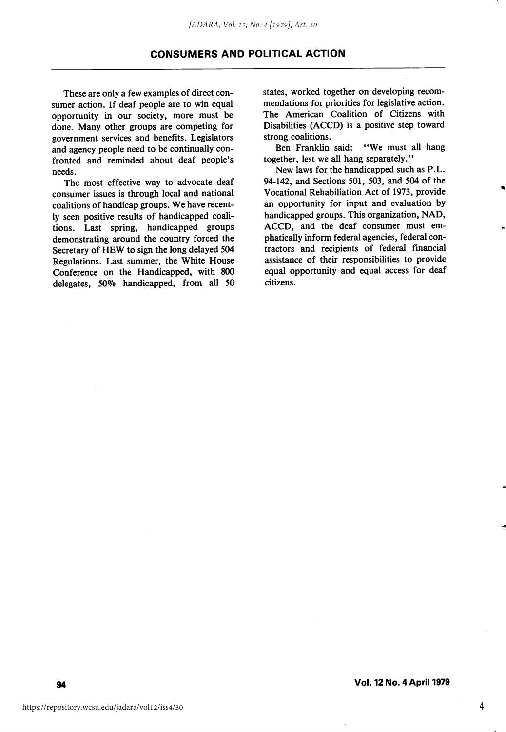These are only a few examples of direct consumer action. If deaf people are to win equal opportunity in our society, more must be done. Many other groups are competing for government services and benefits. Legislators and agency people need to be continually confronted and reminded about deaf people's needs.

The most effective way to advocate deaf consumer issues is through local and national coalitions of handicap groups. We have recently seen positive results of handicapped coalitions. Last spring, handicapped groups demonstrating around the country forced the Secretary of HEW to sign the long delayed 504 Regulations. Last summer, the White House Conference on the Handicapped, with 800 delegates, 50% handicapped, from all 50 states, worked together on developing recommendations for priorities for legislative action. The American Coalition of Citizens with Disabilities (ACCD) is a positive step toward strong coalitions.

Ben Franklin said: "We must all hang together, lest we all hang separately."

New laws for the handicapped such as P.L. 94-142, and Sections 501, 503, and 504 of the Vocational Rehabiliation Act of 1973, provide an opportunity for input and evaluation by handicapped groups. This organization, NAD, ACCD, and the deaf consumer must emphatically inform federal agencies, federal contractors and recipients of federal financial assistance of their responsibilities to provide equal opportunity and equal access for deaf citizens.